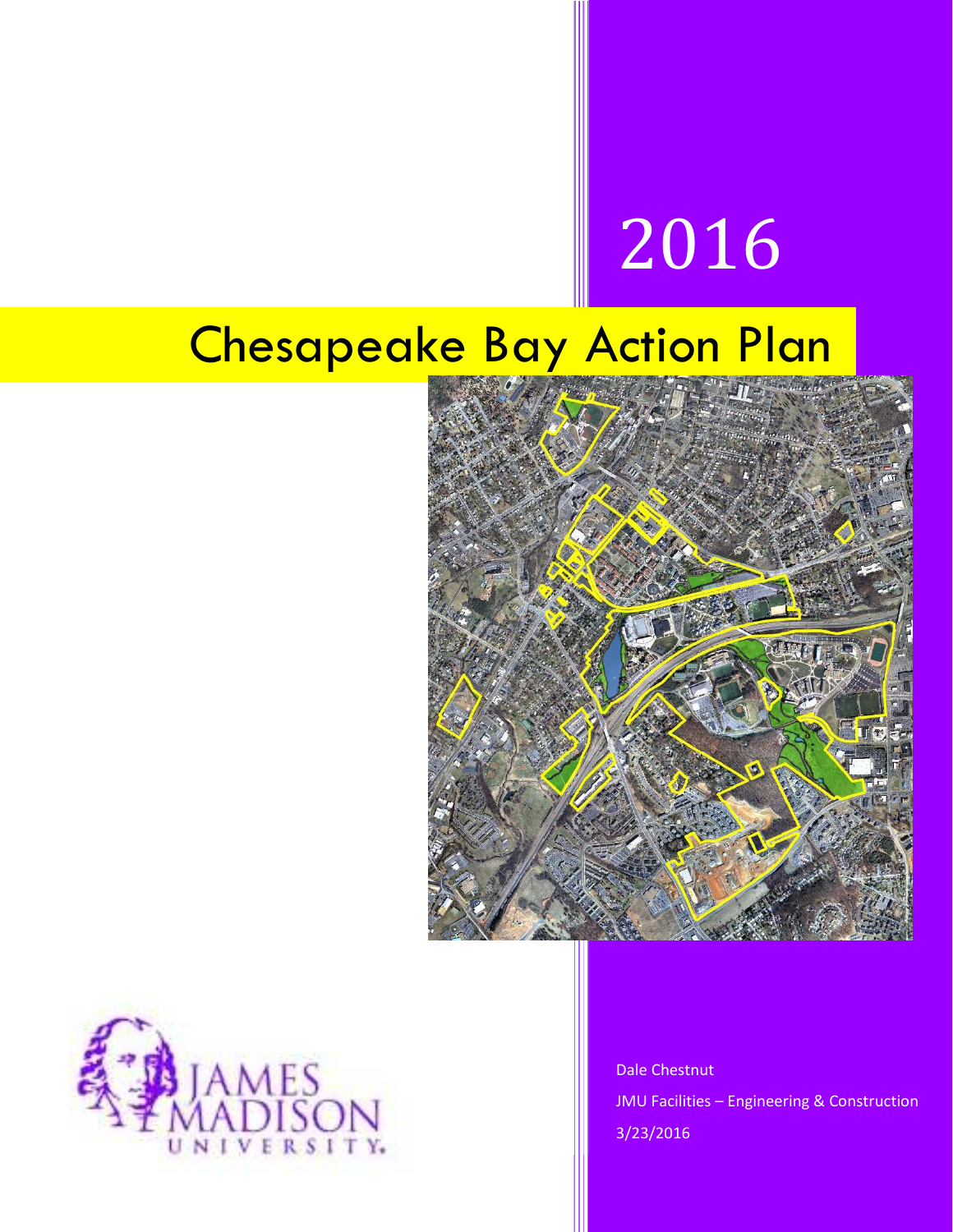# 2016

# Chesapeake Bay Action Plan

Dale Chestnut

JMU Facilities – Engineering & Construction

3/23/2016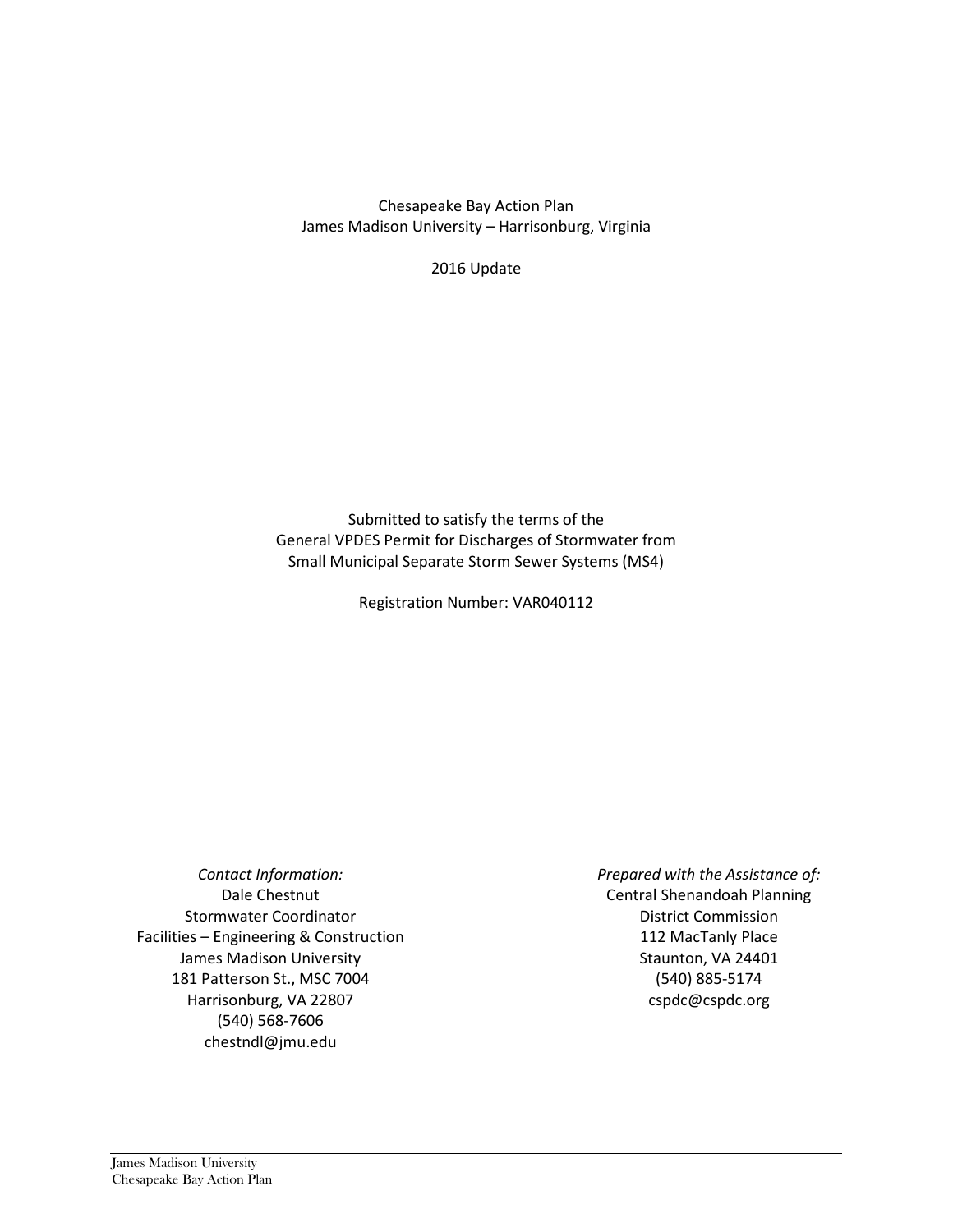Chesapeake Bay Action Plan
James Madison University – Harrisonburg, Virginia

2016 Update

Submitted to satisfy the terms of the
General VPDES Permit for Discharges of Stormwater from
Small Municipal Separate Storm Sewer Systems (MS4)

Registration Number: VAR040112

*Contact Information:*
Dale Chestnut
Stormwater Coordinator
Facilities – Engineering & Construction
James Madison University
181 Patterson St., MSC 7004
Harrisonburg, VA 22807
(540) 568-7606
chestndl@jmu.edu

*Prepared with the Assistance of:*
Central Shenandoah Planning
District Commission
112 MacTanly Place
Staunton, VA 24401
(540) 885-5174
cspdc@cspdc.org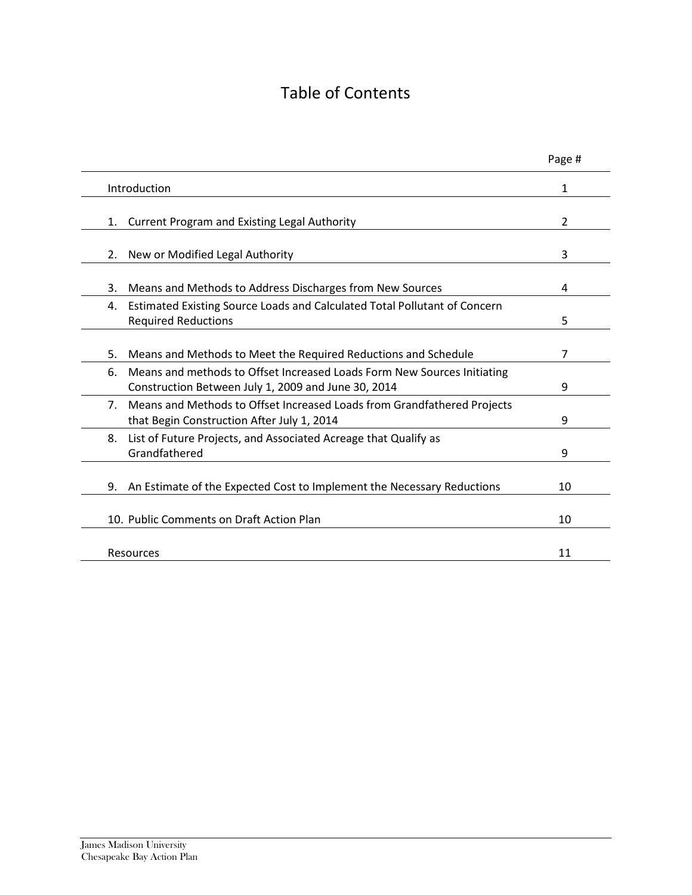# Table of Contents

| | Page # |
|---|---|
| Introduction | 1 |
| 1. Current Program and Existing Legal Authority | 2 |
| 2. New or Modified Legal Authority | 3 |
| 3. Means and Methods to Address Discharges from New Sources | 4 |
| 4. Estimated Existing Source Loads and Calculated Total Pollutant of Concern Required Reductions | 5 |
| 5. Means and Methods to Meet the Required Reductions and Schedule | 7 |
| 6. Means and methods to Offset Increased Loads Form New Sources Initiating Construction Between July 1, 2009 and June 30, 2014 | 9 |
| 7. Means and Methods to Offset Increased Loads from Grandfathered Projects that Begin Construction After July 1, 2014 | 9 |
| 8. List of Future Projects, and Associated Acreage that Qualify as Grandfathered | 9 |
| 9. An Estimate of the Expected Cost to Implement the Necessary Reductions | 10 |
| 10. Public Comments on Draft Action Plan | 10 |
| Resources | 11 |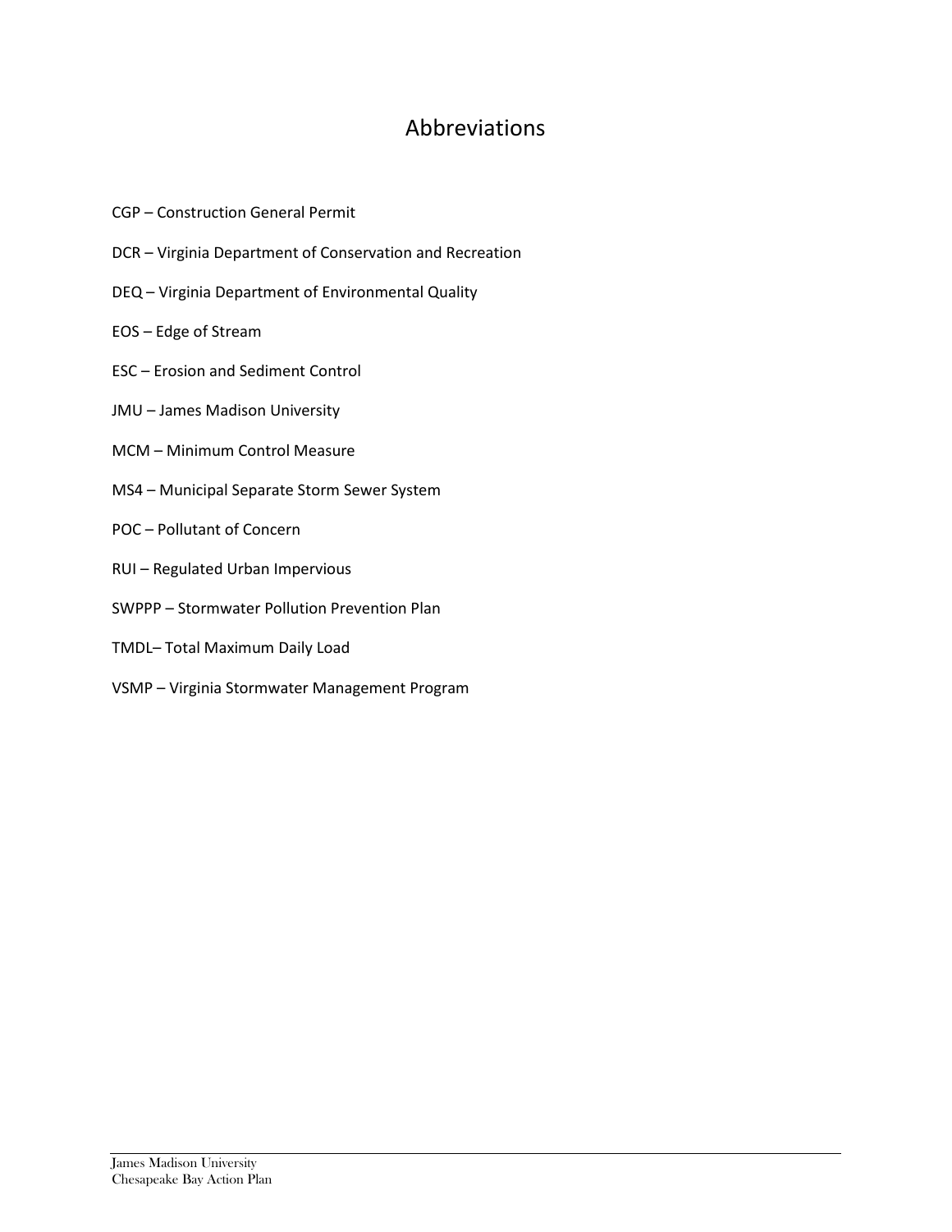# Abbreviations

CGP – Construction General Permit

DCR – Virginia Department of Conservation and Recreation

DEQ – Virginia Department of Environmental Quality

EOS – Edge of Stream

ESC – Erosion and Sediment Control

JMU – James Madison University

MCM – Minimum Control Measure

MS4 – Municipal Separate Storm Sewer System

POC – Pollutant of Concern

RUI – Regulated Urban Impervious

SWPPP – Stormwater Pollution Prevention Plan

TMDL– Total Maximum Daily Load

VSMP – Virginia Stormwater Management Program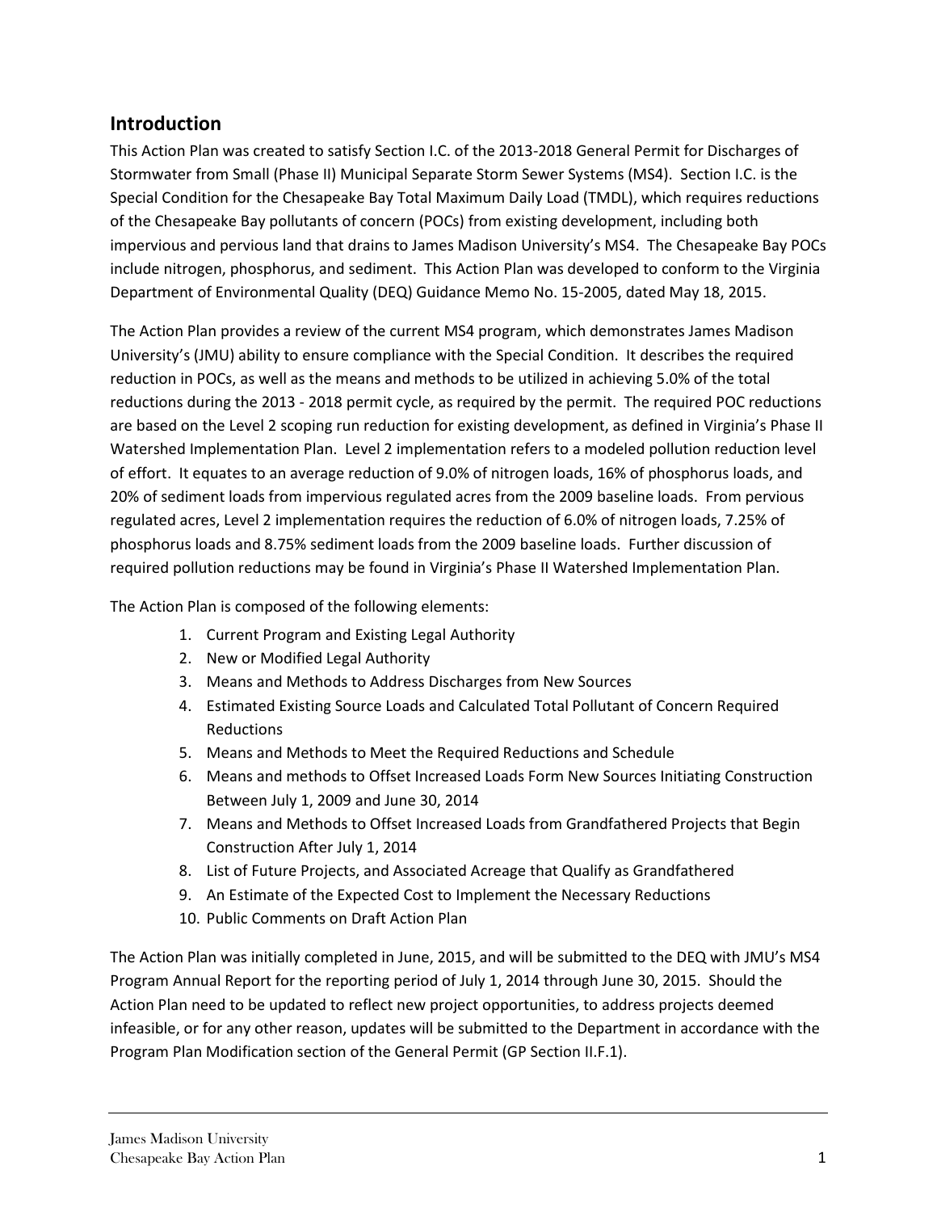## Introduction

This Action Plan was created to satisfy Section I.C. of the 2013-2018 General Permit for Discharges of Stormwater from Small (Phase II) Municipal Separate Storm Sewer Systems (MS4). Section I.C. is the Special Condition for the Chesapeake Bay Total Maximum Daily Load (TMDL), which requires reductions of the Chesapeake Bay pollutants of concern (POCs) from existing development, including both impervious and pervious land that drains to James Madison University's MS4. The Chesapeake Bay POCs include nitrogen, phosphorus, and sediment. This Action Plan was developed to conform to the Virginia Department of Environmental Quality (DEQ) Guidance Memo No. 15-2005, dated May 18, 2015.

The Action Plan provides a review of the current MS4 program, which demonstrates James Madison University's (JMU) ability to ensure compliance with the Special Condition. It describes the required reduction in POCs, as well as the means and methods to be utilized in achieving 5.0% of the total reductions during the 2013 - 2018 permit cycle, as required by the permit. The required POC reductions are based on the Level 2 scoping run reduction for existing development, as defined in Virginia's Phase II Watershed Implementation Plan. Level 2 implementation refers to a modeled pollution reduction level of effort. It equates to an average reduction of 9.0% of nitrogen loads, 16% of phosphorus loads, and 20% of sediment loads from impervious regulated acres from the 2009 baseline loads. From pervious regulated acres, Level 2 implementation requires the reduction of 6.0% of nitrogen loads, 7.25% of phosphorus loads and 8.75% sediment loads from the 2009 baseline loads. Further discussion of required pollution reductions may be found in Virginia's Phase II Watershed Implementation Plan.

The Action Plan is composed of the following elements:

1. Current Program and Existing Legal Authority
2. New or Modified Legal Authority
3. Means and Methods to Address Discharges from New Sources
4. Estimated Existing Source Loads and Calculated Total Pollutant of Concern Required Reductions
5. Means and Methods to Meet the Required Reductions and Schedule
6. Means and methods to Offset Increased Loads Form New Sources Initiating Construction Between July 1, 2009 and June 30, 2014
7. Means and Methods to Offset Increased Loads from Grandfathered Projects that Begin Construction After July 1, 2014
8. List of Future Projects, and Associated Acreage that Qualify as Grandfathered
9. An Estimate of the Expected Cost to Implement the Necessary Reductions
10. Public Comments on Draft Action Plan

The Action Plan was initially completed in June, 2015, and will be submitted to the DEQ with JMU's MS4 Program Annual Report for the reporting period of July 1, 2014 through June 30, 2015. Should the Action Plan need to be updated to reflect new project opportunities, to address projects deemed infeasible, or for any other reason, updates will be submitted to the Department in accordance with the Program Plan Modification section of the General Permit (GP Section II.F.1).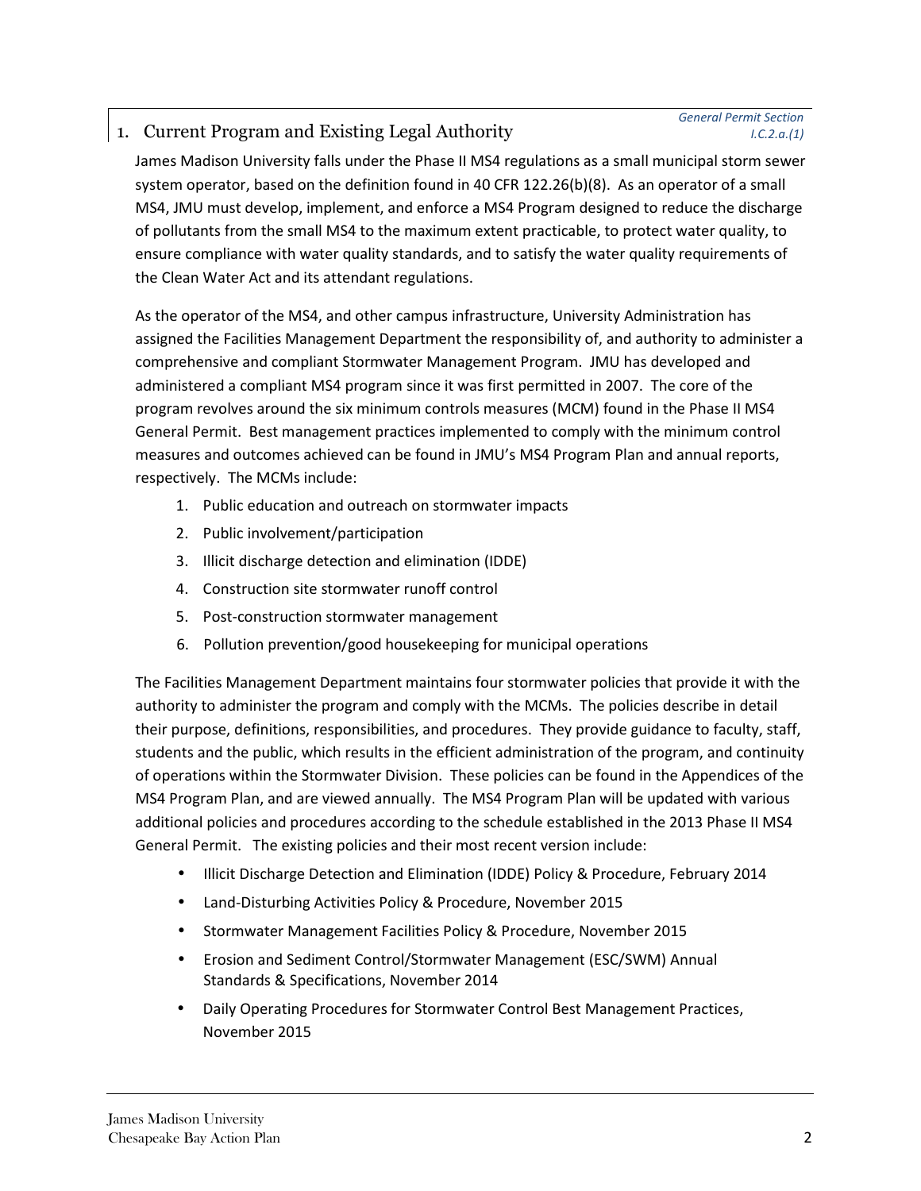## 1. Current Program and Existing Legal Authority

*General Permit Section I.C.2.a.(1)*

James Madison University falls under the Phase II MS4 regulations as a small municipal storm sewer system operator, based on the definition found in 40 CFR 122.26(b)(8). As an operator of a small MS4, JMU must develop, implement, and enforce a MS4 Program designed to reduce the discharge of pollutants from the small MS4 to the maximum extent practicable, to protect water quality, to ensure compliance with water quality standards, and to satisfy the water quality requirements of the Clean Water Act and its attendant regulations.

As the operator of the MS4, and other campus infrastructure, University Administration has assigned the Facilities Management Department the responsibility of, and authority to administer a comprehensive and compliant Stormwater Management Program. JMU has developed and administered a compliant MS4 program since it was first permitted in 2007. The core of the program revolves around the six minimum controls measures (MCM) found in the Phase II MS4 General Permit. Best management practices implemented to comply with the minimum control measures and outcomes achieved can be found in JMU's MS4 Program Plan and annual reports, respectively. The MCMs include:

1. Public education and outreach on stormwater impacts
2. Public involvement/participation
3. Illicit discharge detection and elimination (IDDE)
4. Construction site stormwater runoff control
5. Post-construction stormwater management
6. Pollution prevention/good housekeeping for municipal operations

The Facilities Management Department maintains four stormwater policies that provide it with the authority to administer the program and comply with the MCMs. The policies describe in detail their purpose, definitions, responsibilities, and procedures. They provide guidance to faculty, staff, students and the public, which results in the efficient administration of the program, and continuity of operations within the Stormwater Division. These policies can be found in the Appendices of the MS4 Program Plan, and are viewed annually. The MS4 Program Plan will be updated with various additional policies and procedures according to the schedule established in the 2013 Phase II MS4 General Permit. The existing policies and their most recent version include:

- Illicit Discharge Detection and Elimination (IDDE) Policy & Procedure, February 2014
- Land-Disturbing Activities Policy & Procedure, November 2015
- Stormwater Management Facilities Policy & Procedure, November 2015
- Erosion and Sediment Control/Stormwater Management (ESC/SWM) Annual Standards & Specifications, November 2014
- Daily Operating Procedures for Stormwater Control Best Management Practices, November 2015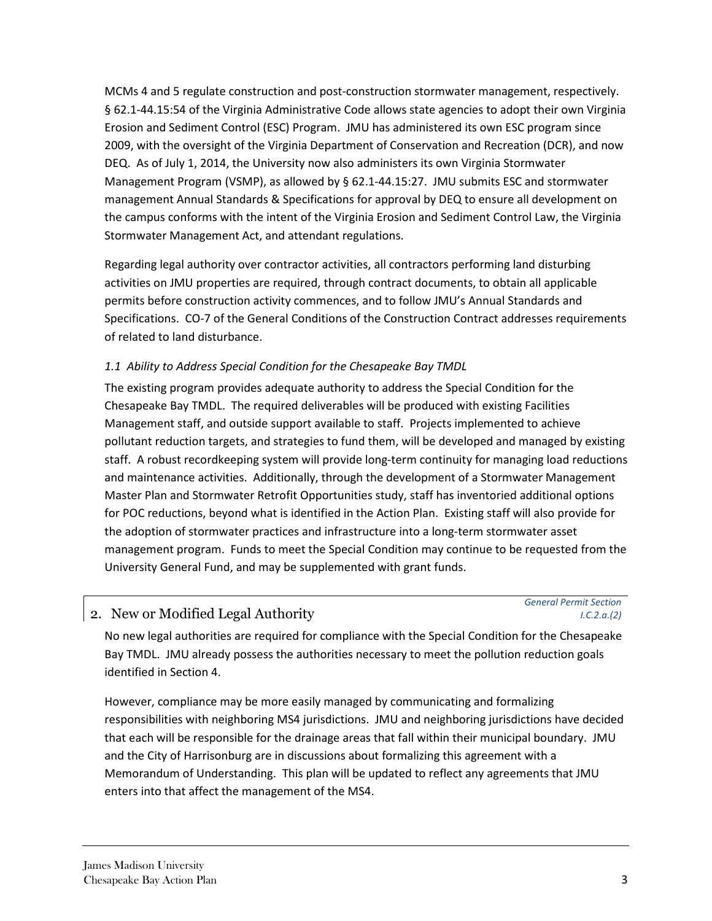MCMs 4 and 5 regulate construction and post-construction stormwater management, respectively. § 62.1-44.15:54 of the Virginia Administrative Code allows state agencies to adopt their own Virginia Erosion and Sediment Control (ESC) Program. JMU has administered its own ESC program since 2009, with the oversight of the Virginia Department of Conservation and Recreation (DCR), and now DEQ. As of July 1, 2014, the University now also administers its own Virginia Stormwater Management Program (VSMP), as allowed by § 62.1-44.15:27. JMU submits ESC and stormwater management Annual Standards & Specifications for approval by DEQ to ensure all development on the campus conforms with the intent of the Virginia Erosion and Sediment Control Law, the Virginia Stormwater Management Act, and attendant regulations.

Regarding legal authority over contractor activities, all contractors performing land disturbing activities on JMU properties are required, through contract documents, to obtain all applicable permits before construction activity commences, and to follow JMU's Annual Standards and Specifications. CO-7 of the General Conditions of the Construction Contract addresses requirements of related to land disturbance.

### *1.1 Ability to Address Special Condition for the Chesapeake Bay TMDL*

The existing program provides adequate authority to address the Special Condition for the Chesapeake Bay TMDL. The required deliverables will be produced with existing Facilities Management staff, and outside support available to staff. Projects implemented to achieve pollutant reduction targets, and strategies to fund them, will be developed and managed by existing staff. A robust recordkeeping system will provide long-term continuity for managing load reductions and maintenance activities. Additionally, through the development of a Stormwater Management Master Plan and Stormwater Retrofit Opportunities study, staff has inventoried additional options for POC reductions, beyond what is identified in the Action Plan. Existing staff will also provide for the adoption of stormwater practices and infrastructure into a long-term stormwater asset management program. Funds to meet the Special Condition may continue to be requested from the University General Fund, and may be supplemented with grant funds.

## 2. New or Modified Legal Authority

*General Permit Section I.C.2.a.(2)*

No new legal authorities are required for compliance with the Special Condition for the Chesapeake Bay TMDL. JMU already possess the authorities necessary to meet the pollution reduction goals identified in Section 4.

However, compliance may be more easily managed by communicating and formalizing responsibilities with neighboring MS4 jurisdictions. JMU and neighboring jurisdictions have decided that each will be responsible for the drainage areas that fall within their municipal boundary. JMU and the City of Harrisonburg are in discussions about formalizing this agreement with a Memorandum of Understanding. This plan will be updated to reflect any agreements that JMU enters into that affect the management of the MS4.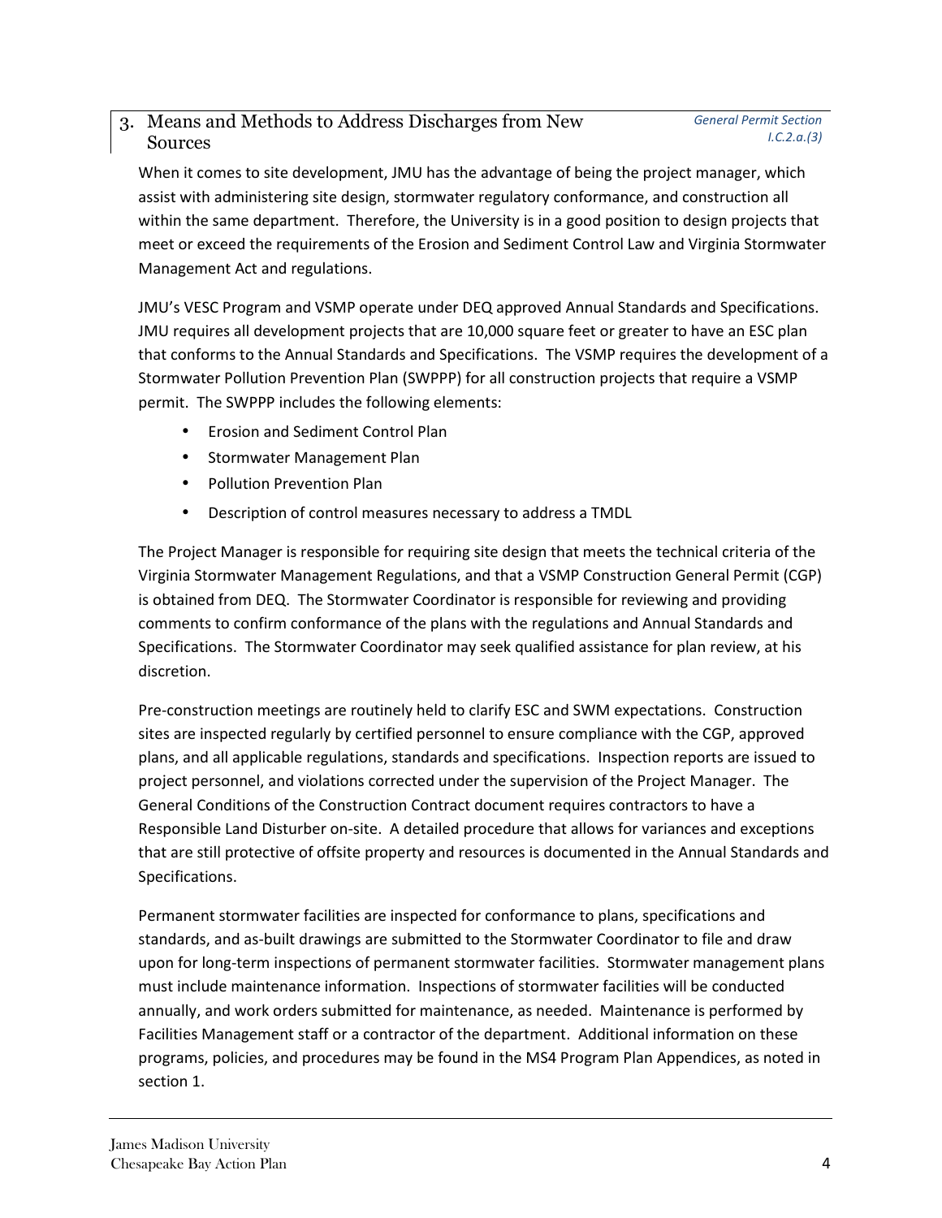## 3. Means and Methods to Address Discharges from New Sources

*General Permit Section I.C.2.a.(3)*

When it comes to site development, JMU has the advantage of being the project manager, which assist with administering site design, stormwater regulatory conformance, and construction all within the same department. Therefore, the University is in a good position to design projects that meet or exceed the requirements of the Erosion and Sediment Control Law and Virginia Stormwater Management Act and regulations.

JMU's VESC Program and VSMP operate under DEQ approved Annual Standards and Specifications. JMU requires all development projects that are 10,000 square feet or greater to have an ESC plan that conforms to the Annual Standards and Specifications. The VSMP requires the development of a Stormwater Pollution Prevention Plan (SWPPP) for all construction projects that require a VSMP permit. The SWPPP includes the following elements:

- Erosion and Sediment Control Plan
- Stormwater Management Plan
- Pollution Prevention Plan
- Description of control measures necessary to address a TMDL

The Project Manager is responsible for requiring site design that meets the technical criteria of the Virginia Stormwater Management Regulations, and that a VSMP Construction General Permit (CGP) is obtained from DEQ. The Stormwater Coordinator is responsible for reviewing and providing comments to confirm conformance of the plans with the regulations and Annual Standards and Specifications. The Stormwater Coordinator may seek qualified assistance for plan review, at his discretion.

Pre-construction meetings are routinely held to clarify ESC and SWM expectations. Construction sites are inspected regularly by certified personnel to ensure compliance with the CGP, approved plans, and all applicable regulations, standards and specifications. Inspection reports are issued to project personnel, and violations corrected under the supervision of the Project Manager. The General Conditions of the Construction Contract document requires contractors to have a Responsible Land Disturber on-site. A detailed procedure that allows for variances and exceptions that are still protective of offsite property and resources is documented in the Annual Standards and Specifications.

Permanent stormwater facilities are inspected for conformance to plans, specifications and standards, and as-built drawings are submitted to the Stormwater Coordinator to file and draw upon for long-term inspections of permanent stormwater facilities. Stormwater management plans must include maintenance information. Inspections of stormwater facilities will be conducted annually, and work orders submitted for maintenance, as needed. Maintenance is performed by Facilities Management staff or a contractor of the department. Additional information on these programs, policies, and procedures may be found in the MS4 Program Plan Appendices, as noted in section 1.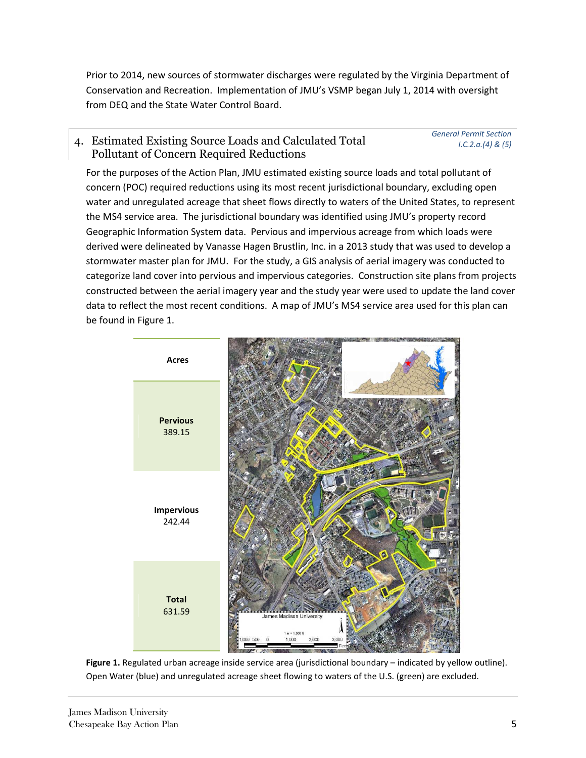Prior to 2014, new sources of stormwater discharges were regulated by the Virginia Department of Conservation and Recreation. Implementation of JMU's VSMP began July 1, 2014 with oversight from DEQ and the State Water Control Board.

## 4. Estimated Existing Source Loads and Calculated Total Pollutant of Concern Required Reductions

*General Permit Section I.C.2.a.(4) & (5)*

For the purposes of the Action Plan, JMU estimated existing source loads and total pollutant of concern (POC) required reductions using its most recent jurisdictional boundary, excluding open water and unregulated acreage that sheet flows directly to waters of the United States, to represent the MS4 service area. The jurisdictional boundary was identified using JMU's property record Geographic Information System data. Pervious and impervious acreage from which loads were derived were delineated by Vanasse Hagen Brustlin, Inc. in a 2013 study that was used to develop a stormwater master plan for JMU. For the study, a GIS analysis of aerial imagery was conducted to categorize land cover into pervious and impervious categories. Construction site plans from projects constructed between the aerial imagery year and the study year were used to update the land cover data to reflect the most recent conditions. A map of JMU's MS4 service area used for this plan can be found in Figure 1.

| Acres |
| --- |
| **Pervious** 389.15 |
| **Impervious** 242.44 |
| **Total** 631.59 |

**Figure 1.** Regulated urban acreage inside service area (jurisdictional boundary – indicated by yellow outline). Open Water (blue) and unregulated acreage sheet flowing to waters of the U.S. (green) are excluded.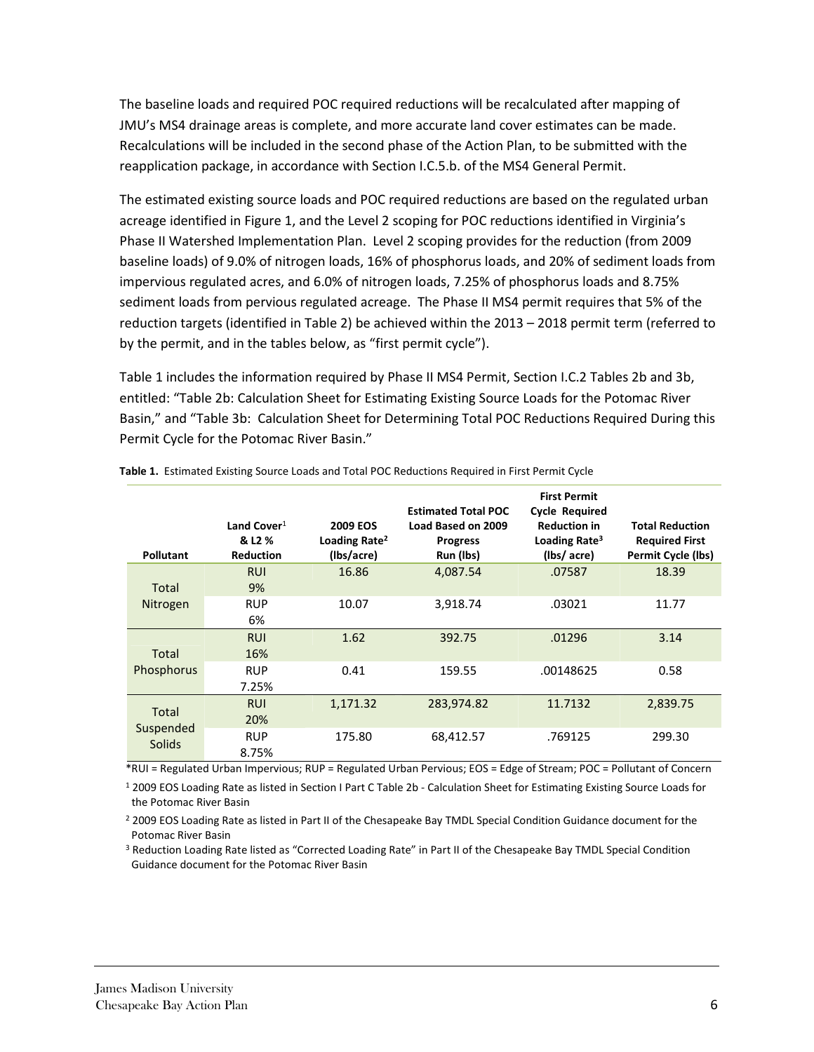The baseline loads and required POC required reductions will be recalculated after mapping of JMU's MS4 drainage areas is complete, and more accurate land cover estimates can be made. Recalculations will be included in the second phase of the Action Plan, to be submitted with the reapplication package, in accordance with Section I.C.5.b. of the MS4 General Permit.

The estimated existing source loads and POC required reductions are based on the regulated urban acreage identified in Figure 1, and the Level 2 scoping for POC reductions identified in Virginia's Phase II Watershed Implementation Plan. Level 2 scoping provides for the reduction (from 2009 baseline loads) of 9.0% of nitrogen loads, 16% of phosphorus loads, and 20% of sediment loads from impervious regulated acres, and 6.0% of nitrogen loads, 7.25% of phosphorus loads and 8.75% sediment loads from pervious regulated acreage. The Phase II MS4 permit requires that 5% of the reduction targets (identified in Table 2) be achieved within the 2013 – 2018 permit term (referred to by the permit, and in the tables below, as "first permit cycle").

Table 1 includes the information required by Phase II MS4 Permit, Section I.C.2 Tables 2b and 3b, entitled: "Table 2b: Calculation Sheet for Estimating Existing Source Loads for the Potomac River Basin," and "Table 3b: Calculation Sheet for Determining Total POC Reductions Required During this Permit Cycle for the Potomac River Basin."

**Table 1.** Estimated Existing Source Loads and Total POC Reductions Required in First Permit Cycle

| Pollutant | Land Cover[1] & L2 % Reduction | 2009 EOS Loading Rate[2] (lbs/acre) | Estimated Total POC Load Based on 2009 Progress Run (lbs) | First Permit Cycle Required Reduction in Loading Rate[3] (lbs/ acre) | Total Reduction Required First Permit Cycle (lbs) |
|---|---|---|---|---|---|
| Total Nitrogen | RUI 9% | 16.86 | 4,087.54 | .07587 | 18.39 |
| | RUP 6% | 10.07 | 3,918.74 | .03021 | 11.77 |
| Total Phosphorus | RUI 16% | 1.62 | 392.75 | .01296 | 3.14 |
| | RUP 7.25% | 0.41 | 159.55 | .00148625 | 0.58 |
| Total Suspended Solids | RUI 20% | 1,171.32 | 283,974.82 | 11.7132 | 2,839.75 |
| | RUP 8.75% | 175.80 | 68,412.57 | .769125 | 299.30 |

*RUI = Regulated Urban Impervious; RUP = Regulated Urban Pervious; EOS = Edge of Stream; POC = Pollutant of Concern

[1] 2009 EOS Loading Rate as listed in Section I Part C Table 2b - Calculation Sheet for Estimating Existing Source Loads for the Potomac River Basin

[2] 2009 EOS Loading Rate as listed in Part II of the Chesapeake Bay TMDL Special Condition Guidance document for the Potomac River Basin

[3] Reduction Loading Rate listed as "Corrected Loading Rate" in Part II of the Chesapeake Bay TMDL Special Condition Guidance document for the Potomac River Basin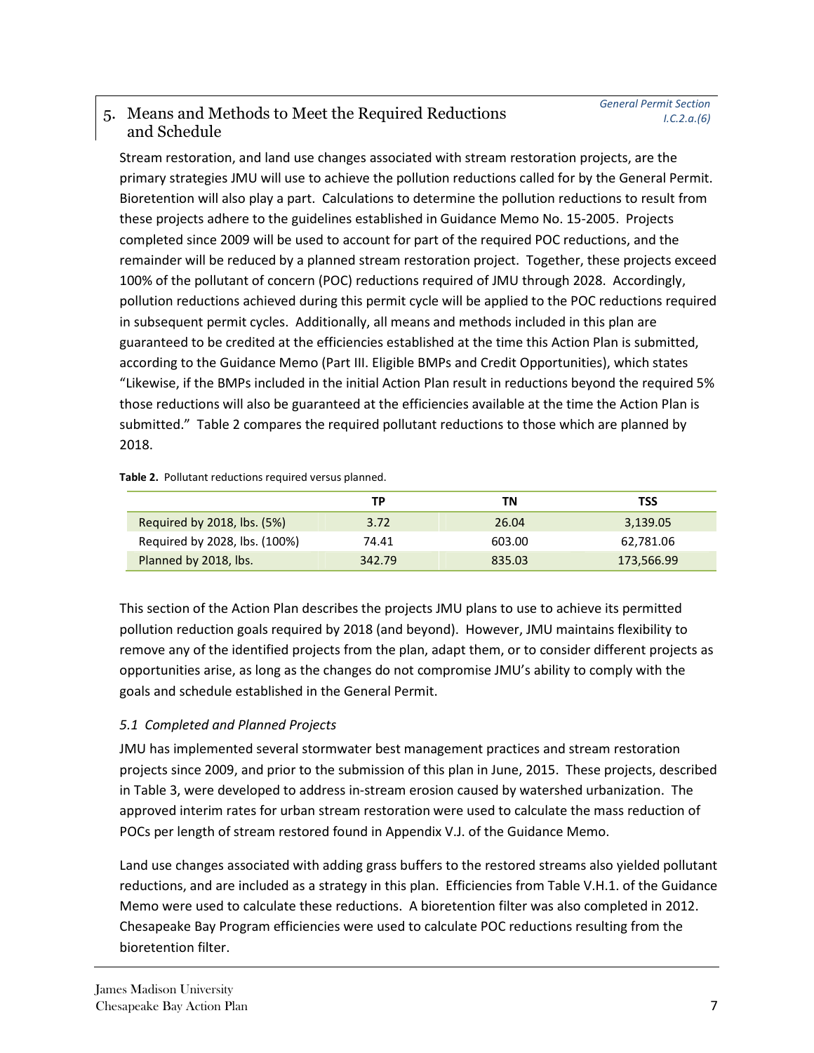## 5. Means and Methods to Meet the Required Reductions and Schedule

*General Permit Section I.C.2.a.(6)*

Stream restoration, and land use changes associated with stream restoration projects, are the primary strategies JMU will use to achieve the pollution reductions called for by the General Permit. Bioretention will also play a part. Calculations to determine the pollution reductions to result from these projects adhere to the guidelines established in Guidance Memo No. 15-2005. Projects completed since 2009 will be used to account for part of the required POC reductions, and the remainder will be reduced by a planned stream restoration project. Together, these projects exceed 100% of the pollutant of concern (POC) reductions required of JMU through 2028. Accordingly, pollution reductions achieved during this permit cycle will be applied to the POC reductions required in subsequent permit cycles. Additionally, all means and methods included in this plan are guaranteed to be credited at the efficiencies established at the time this Action Plan is submitted, according to the Guidance Memo (Part III. Eligible BMPs and Credit Opportunities), which states "Likewise, if the BMPs included in the initial Action Plan result in reductions beyond the required 5% those reductions will also be guaranteed at the efficiencies available at the time the Action Plan is submitted." Table 2 compares the required pollutant reductions to those which are planned by 2018.

**Table 2.** Pollutant reductions required versus planned.

| | TP | TN | TSS |
|---|---|---|---|
| Required by 2018, lbs. (5%) | 3.72 | 26.04 | 3,139.05 |
| Required by 2028, lbs. (100%) | 74.41 | 603.00 | 62,781.06 |
| Planned by 2018, lbs. | 342.79 | 835.03 | 173,566.99 |

This section of the Action Plan describes the projects JMU plans to use to achieve its permitted pollution reduction goals required by 2018 (and beyond). However, JMU maintains flexibility to remove any of the identified projects from the plan, adapt them, or to consider different projects as opportunities arise, as long as the changes do not compromise JMU's ability to comply with the goals and schedule established in the General Permit.

### *5.1 Completed and Planned Projects*

JMU has implemented several stormwater best management practices and stream restoration projects since 2009, and prior to the submission of this plan in June, 2015. These projects, described in Table 3, were developed to address in-stream erosion caused by watershed urbanization. The approved interim rates for urban stream restoration were used to calculate the mass reduction of POCs per length of stream restored found in Appendix V.J. of the Guidance Memo.

Land use changes associated with adding grass buffers to the restored streams also yielded pollutant reductions, and are included as a strategy in this plan. Efficiencies from Table V.H.1. of the Guidance Memo were used to calculate these reductions. A bioretention filter was also completed in 2012. Chesapeake Bay Program efficiencies were used to calculate POC reductions resulting from the bioretention filter.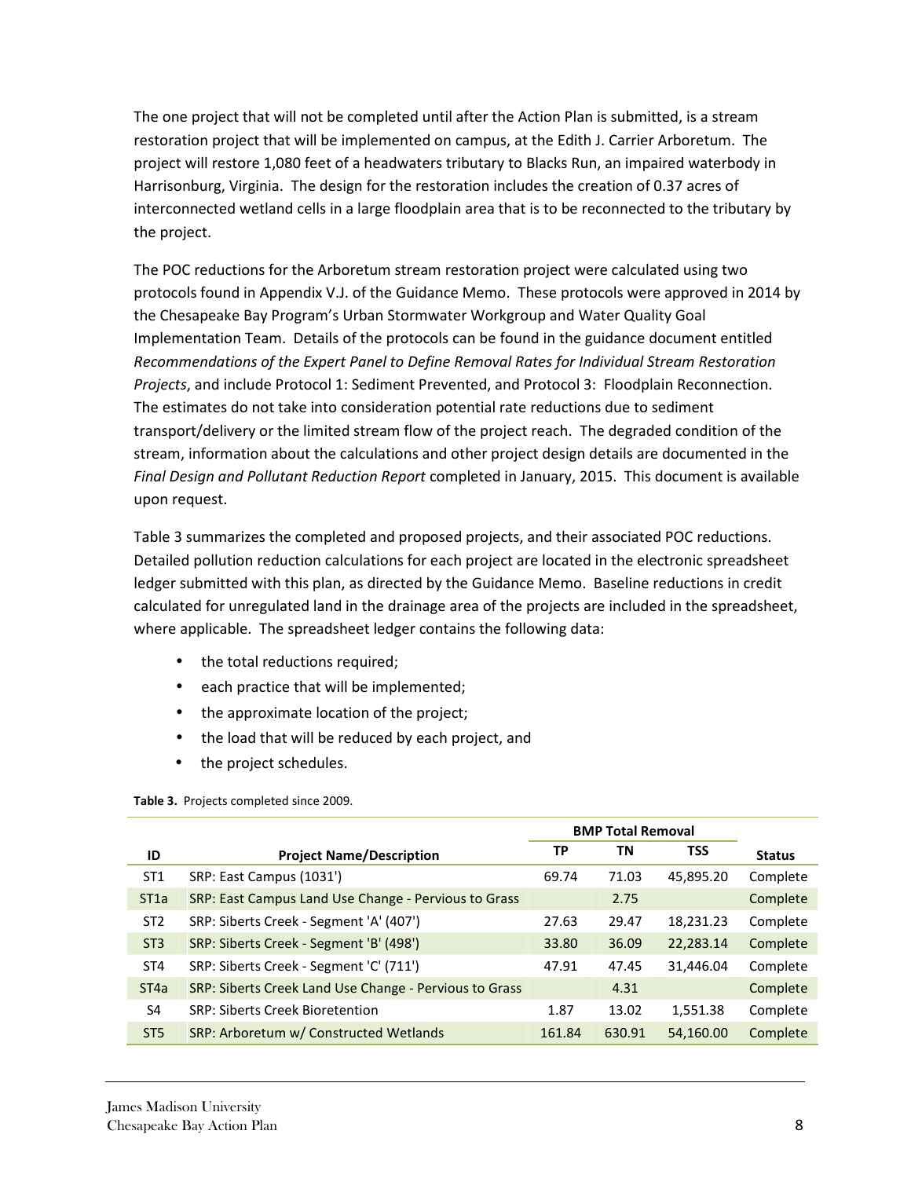The one project that will not be completed until after the Action Plan is submitted, is a stream restoration project that will be implemented on campus, at the Edith J. Carrier Arboretum. The project will restore 1,080 feet of a headwaters tributary to Blacks Run, an impaired waterbody in Harrisonburg, Virginia. The design for the restoration includes the creation of 0.37 acres of interconnected wetland cells in a large floodplain area that is to be reconnected to the tributary by the project.

The POC reductions for the Arboretum stream restoration project were calculated using two protocols found in Appendix V.J. of the Guidance Memo. These protocols were approved in 2014 by the Chesapeake Bay Program's Urban Stormwater Workgroup and Water Quality Goal Implementation Team. Details of the protocols can be found in the guidance document entitled *Recommendations of the Expert Panel to Define Removal Rates for Individual Stream Restoration Projects*, and include Protocol 1: Sediment Prevented, and Protocol 3: Floodplain Reconnection. The estimates do not take into consideration potential rate reductions due to sediment transport/delivery or the limited stream flow of the project reach. The degraded condition of the stream, information about the calculations and other project design details are documented in the *Final Design and Pollutant Reduction Report* completed in January, 2015. This document is available upon request.

Table 3 summarizes the completed and proposed projects, and their associated POC reductions. Detailed pollution reduction calculations for each project are located in the electronic spreadsheet ledger submitted with this plan, as directed by the Guidance Memo. Baseline reductions in credit calculated for unregulated land in the drainage area of the projects are included in the spreadsheet, where applicable. The spreadsheet ledger contains the following data:

- the total reductions required;
- each practice that will be implemented;
- the approximate location of the project;
- the load that will be reduced by each project, and
- the project schedules.

**Table 3.** Projects completed since 2009.

| ID | Project Name/Description | BMP Total Removal | | | Status |
|---|---|---|---|---|---|
| | | TP | TN | TSS | |
| ST1 | SRP: East Campus (1031') | 69.74 | 71.03 | 45,895.20 | Complete |
| ST1a | SRP: East Campus Land Use Change - Pervious to Grass | | 2.75 | | Complete |
| ST2 | SRP: Siberts Creek - Segment 'A' (407') | 27.63 | 29.47 | 18,231.23 | Complete |
| ST3 | SRP: Siberts Creek - Segment 'B' (498') | 33.80 | 36.09 | 22,283.14 | Complete |
| ST4 | SRP: Siberts Creek - Segment 'C' (711') | 47.91 | 47.45 | 31,446.04 | Complete |
| ST4a | SRP: Siberts Creek Land Use Change - Pervious to Grass | | 4.31 | | Complete |
| S4 | SRP: Siberts Creek Bioretention | 1.87 | 13.02 | 1,551.38 | Complete |
| ST5 | SRP: Arboretum w/ Constructed Wetlands | 161.84 | 630.91 | 54,160.00 | Complete |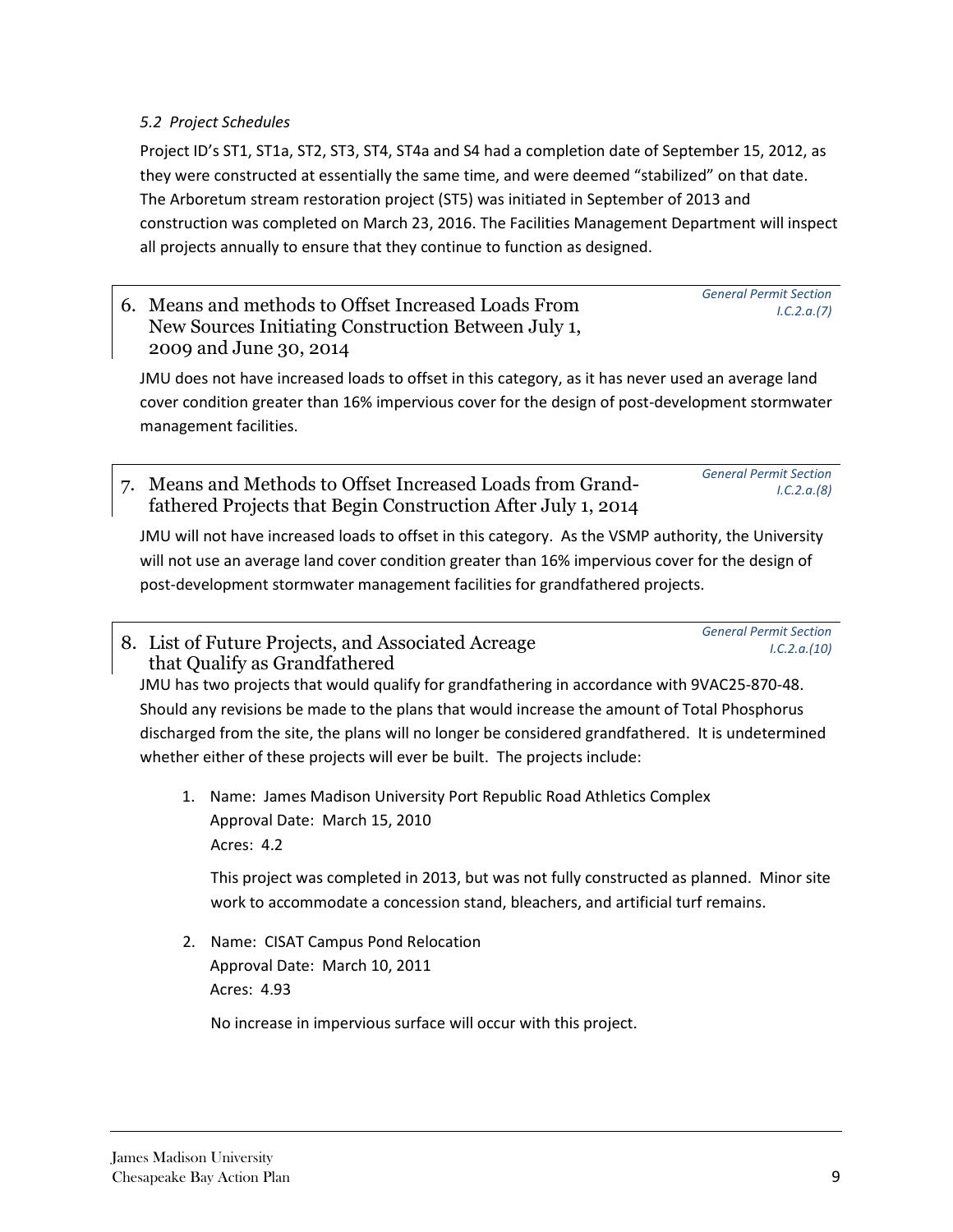### *5.2 Project Schedules*

Project ID's ST1, ST1a, ST2, ST3, ST4, ST4a and S4 had a completion date of September 15, 2012, as they were constructed at essentially the same time, and were deemed "stabilized" on that date. The Arboretum stream restoration project (ST5) was initiated in September of 2013 and construction was completed on March 23, 2016. The Facilities Management Department will inspect all projects annually to ensure that they continue to function as designed.

## 6. Means and methods to Offset Increased Loads From New Sources Initiating Construction Between July 1, 2009 and June 30, 2014

*General Permit Section I.C.2.a.(7)*

JMU does not have increased loads to offset in this category, as it has never used an average land cover condition greater than 16% impervious cover for the design of post-development stormwater management facilities.

## 7. Means and Methods to Offset Increased Loads from Grand-fathered Projects that Begin Construction After July 1, 2014

*General Permit Section I.C.2.a.(8)*

JMU will not have increased loads to offset in this category. As the VSMP authority, the University will not use an average land cover condition greater than 16% impervious cover for the design of post-development stormwater management facilities for grandfathered projects.

## 8. List of Future Projects, and Associated Acreage that Qualify as Grandfathered

*General Permit Section I.C.2.a.(10)*

JMU has two projects that would qualify for grandfathering in accordance with 9VAC25-870-48. Should any revisions be made to the plans that would increase the amount of Total Phosphorus discharged from the site, the plans will no longer be considered grandfathered. It is undetermined whether either of these projects will ever be built. The projects include:

1. Name: James Madison University Port Republic Road Athletics Complex
   Approval Date: March 15, 2010
   Acres: 4.2

   This project was completed in 2013, but was not fully constructed as planned. Minor site work to accommodate a concession stand, bleachers, and artificial turf remains.

2. Name: CISAT Campus Pond Relocation
   Approval Date: March 10, 2011
   Acres: 4.93

   No increase in impervious surface will occur with this project.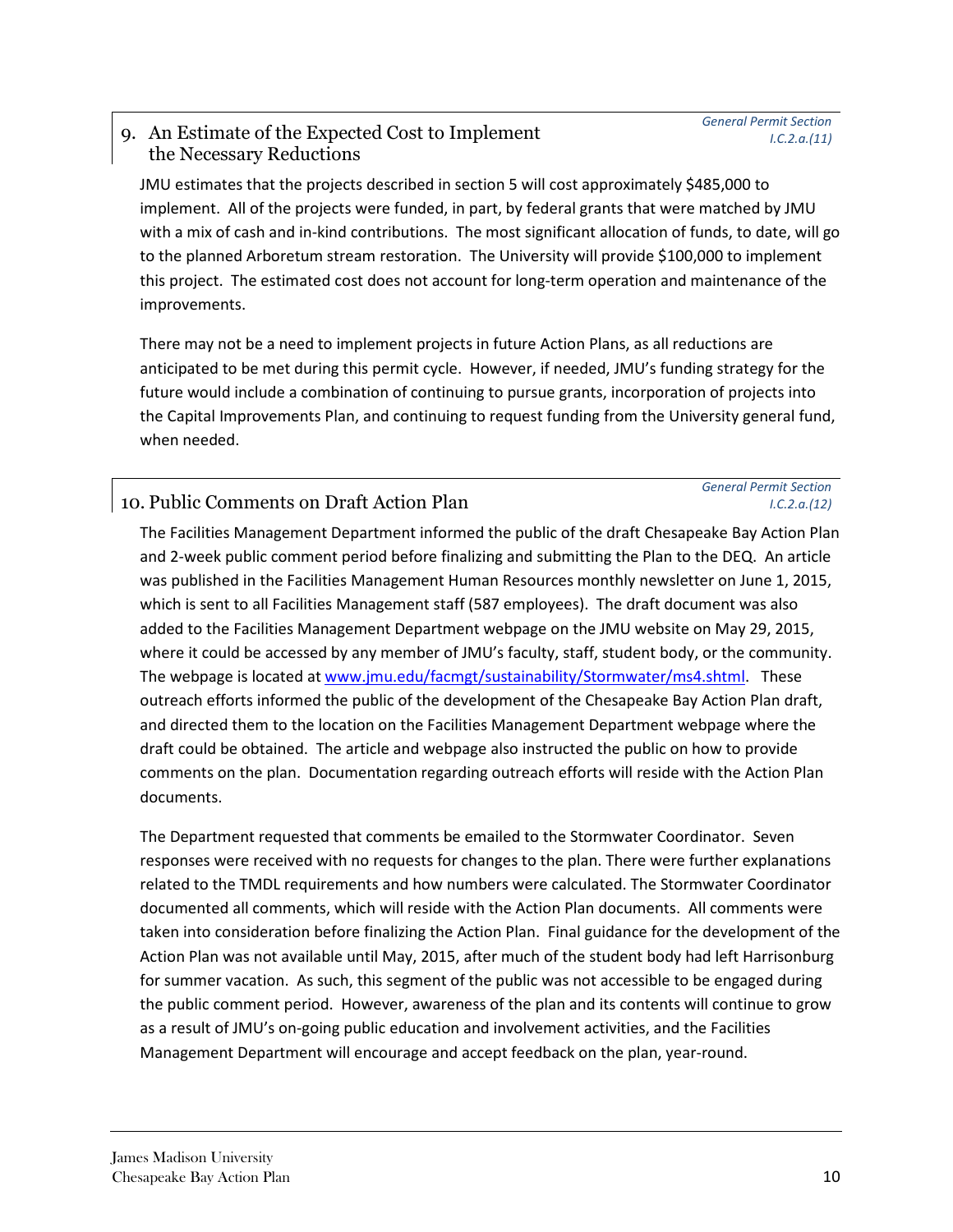## 9. An Estimate of the Expected Cost to Implement the Necessary Reductions

*General Permit Section I.C.2.a.(11)*

JMU estimates that the projects described in section 5 will cost approximately $485,000 to implement. All of the projects were funded, in part, by federal grants that were matched by JMU with a mix of cash and in-kind contributions. The most significant allocation of funds, to date, will go to the planned Arboretum stream restoration. The University will provide $100,000 to implement this project. The estimated cost does not account for long-term operation and maintenance of the improvements.

There may not be a need to implement projects in future Action Plans, as all reductions are anticipated to be met during this permit cycle. However, if needed, JMU's funding strategy for the future would include a combination of continuing to pursue grants, incorporation of projects into the Capital Improvements Plan, and continuing to request funding from the University general fund, when needed.

## 10. Public Comments on Draft Action Plan

*General Permit Section I.C.2.a.(12)*

The Facilities Management Department informed the public of the draft Chesapeake Bay Action Plan and 2-week public comment period before finalizing and submitting the Plan to the DEQ. An article was published in the Facilities Management Human Resources monthly newsletter on June 1, 2015, which is sent to all Facilities Management staff (587 employees). The draft document was also added to the Facilities Management Department webpage on the JMU website on May 29, 2015, where it could be accessed by any member of JMU's faculty, staff, student body, or the community. The webpage is located at [www.jmu.edu/facmgt/sustainability/Stormwater/ms4.shtml](www.jmu.edu/facmgt/sustainability/Stormwater/ms4.shtml). These outreach efforts informed the public of the development of the Chesapeake Bay Action Plan draft, and directed them to the location on the Facilities Management Department webpage where the draft could be obtained. The article and webpage also instructed the public on how to provide comments on the plan. Documentation regarding outreach efforts will reside with the Action Plan documents.

The Department requested that comments be emailed to the Stormwater Coordinator. Seven responses were received with no requests for changes to the plan. There were further explanations related to the TMDL requirements and how numbers were calculated. The Stormwater Coordinator documented all comments, which will reside with the Action Plan documents. All comments were taken into consideration before finalizing the Action Plan. Final guidance for the development of the Action Plan was not available until May, 2015, after much of the student body had left Harrisonburg for summer vacation. As such, this segment of the public was not accessible to be engaged during the public comment period. However, awareness of the plan and its contents will continue to grow as a result of JMU's on-going public education and involvement activities, and the Facilities Management Department will encourage and accept feedback on the plan, year-round.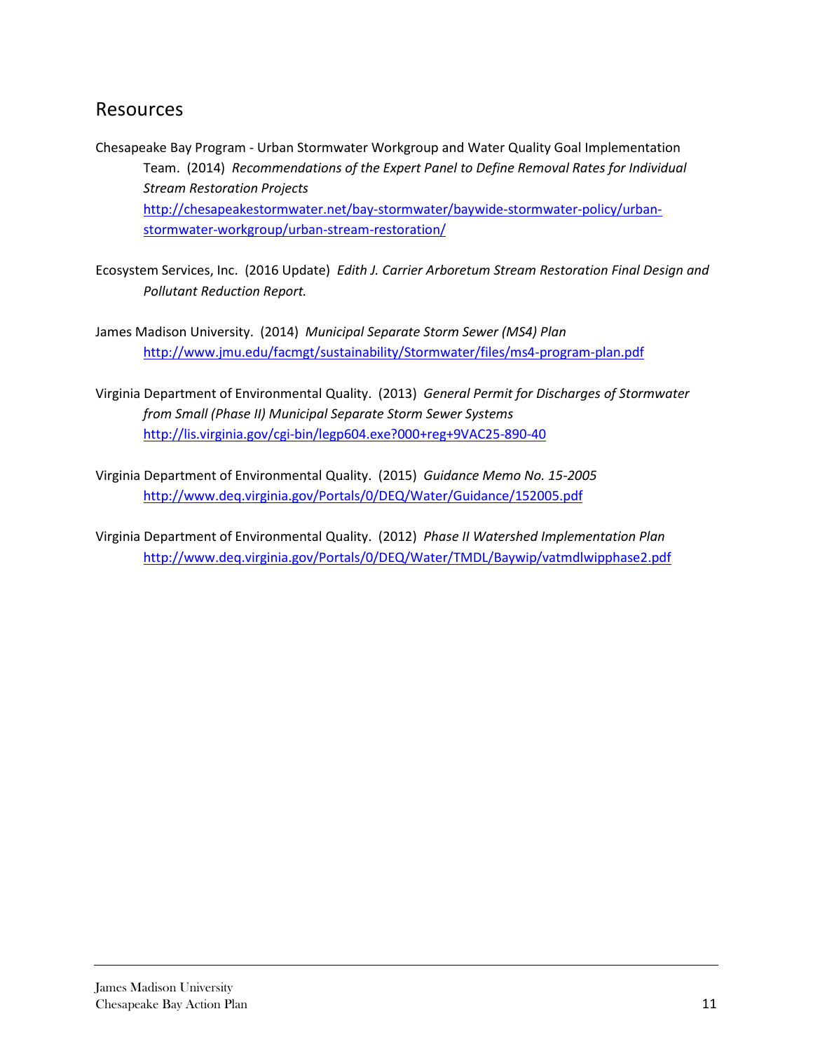## Resources

Chesapeake Bay Program - Urban Stormwater Workgroup and Water Quality Goal Implementation Team. (2014) *Recommendations of the Expert Panel to Define Removal Rates for Individual Stream Restoration Projects*
http://chesapeakestormwater.net/bay-stormwater/baywide-stormwater-policy/urban-stormwater-workgroup/urban-stream-restoration/

Ecosystem Services, Inc. (2016 Update) *Edith J. Carrier Arboretum Stream Restoration Final Design and Pollutant Reduction Report.*

James Madison University. (2014) *Municipal Separate Storm Sewer (MS4) Plan*
http://www.jmu.edu/facmgt/sustainability/Stormwater/files/ms4-program-plan.pdf

Virginia Department of Environmental Quality. (2013) *General Permit for Discharges of Stormwater from Small (Phase II) Municipal Separate Storm Sewer Systems*
http://lis.virginia.gov/cgi-bin/legp604.exe?000+reg+9VAC25-890-40

Virginia Department of Environmental Quality. (2015) *Guidance Memo No. 15-2005*
http://www.deq.virginia.gov/Portals/0/DEQ/Water/Guidance/152005.pdf

Virginia Department of Environmental Quality. (2012) *Phase II Watershed Implementation Plan*
http://www.deq.virginia.gov/Portals/0/DEQ/Water/TMDL/Baywip/vatmdlwipphase2.pdf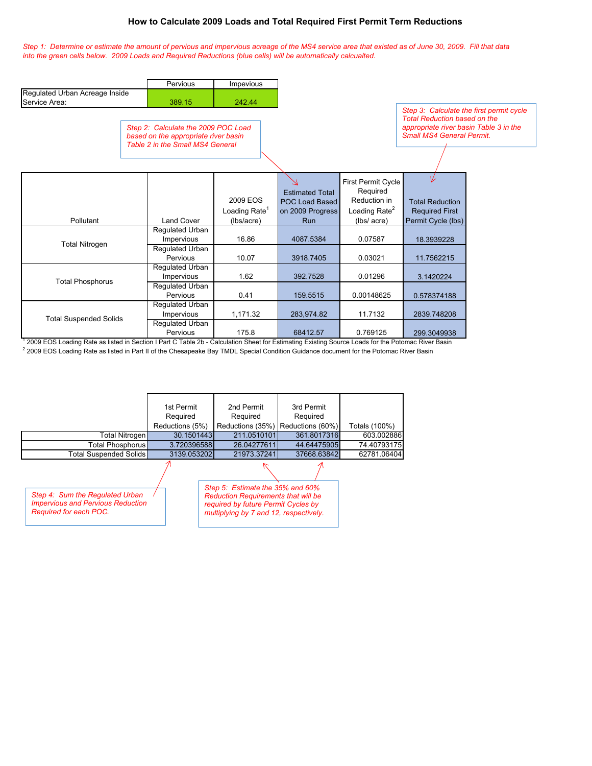# How to Calculate 2009 Loads and Total Required First Permit Term Reductions

*Step 1: Determine or estimate the amount of pervious and impervious acreage of the MS4 service area that existed as of June 30, 2009. Fill that data into the green cells below. 2009 Loads and Required Reductions (blue cells) will be automatically calcualted.*

| | Pervious | Impevious |
|---|---|---|
| Regulated Urban Acreage Inside Service Area: | 389.15 | 242.44 |

*Step 2: Calculate the 2009 POC Load based on the appropriate river basin Table 2 in the Small MS4 General*

*Step 3: Calculate the first permit cycle Total Reduction based on the appropriate river basin Table 3 in the Small MS4 General Permit.*

| Pollutant | Land Cover | 2009 EOS Loading Rate[1] (lbs/acre) | Estimated Total POC Load Based on 2009 Progress Run | First Permit Cycle Required Reduction in Loading Rate[2] (lbs/ acre) | Total Reduction Required First Permit Cycle (lbs) |
|---|---|---|---|---|---|
| Total Nitrogen | Regulated Urban Impervious | 16.86 | 4087.5384 | 0.07587 | 18.3939228 |
| | Regulated Urban Pervious | 10.07 | 3918.7405 | 0.03021 | 11.7562215 |
| Total Phosphorus | Regulated Urban Impervious | 1.62 | 392.7528 | 0.01296 | 3.1420224 |
| | Regulated Urban Pervious | 0.41 | 159.5515 | 0.00148625 | 0.578374188 |
| Total Suspended Solids | Regulated Urban Impervious | 1,171.32 | 283,974.82 | 11.7132 | 2839.748208 |
| | Regulated Urban Pervious | 175.8 | 68412.57 | 0.769125 | 299.3049938 |

[1] 2009 EOS Loading Rate as listed in Section I Part C Table 2b - Calculation Sheet for Estimating Existing Source Loads for the Potomac River Basin

[2] 2009 EOS Loading Rate as listed in Part II of the Chesapeake Bay TMDL Special Condition Guidance document for the Potomac River Basin

| | 1st Permit Required Reductions (5%) | 2nd Permit Required Reductions (35%) | 3rd Permit Required Reductions (60%) | Totals (100%) |
|---|---|---|---|---|
| Total Nitrogen | 30.1501443 | 211.0510101 | 361.8017316 | 603.002886 |
| Total Phosphorus | 3.720396588 | 26.04277611 | 44.64475905 | 74.40793175 |
| Total Suspended Solids | 3139.053202 | 21973.37241 | 37668.63842 | 62781.06404 |

*Step 4: Sum the Regulated Urban Impervious and Pervious Reduction Required for each POC.*

*Step 5: Estimate the 35% and 60% Reduction Requirements that will be required by future Permit Cycles by multiplying by 7 and 12, respectively.*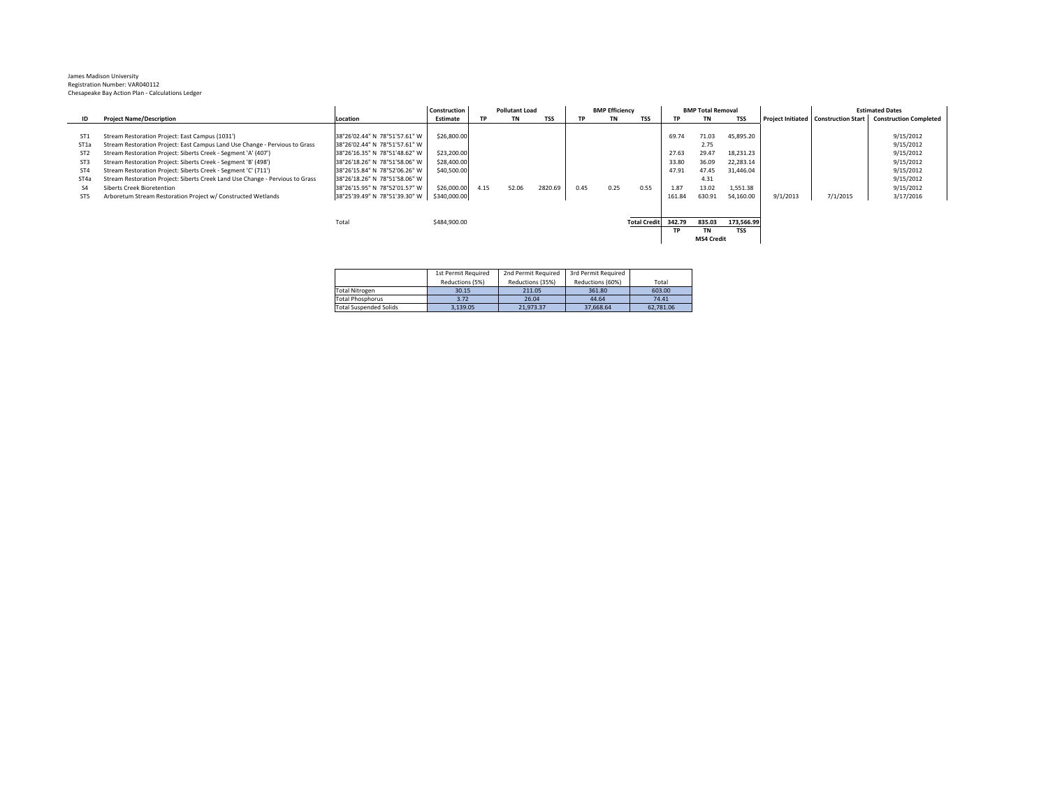James Madison University
Registration Number: VAR040112
Chesapeake Bay Action Plan - Calculations Ledger

| | | | Construction | Pollutant Load | | | BMP Efficiency | | | BMP Total Removal | | | | | Estimated Dates |
|---|---|---|---|---|---|---|---|---|---|---|---|---|---|---|---|
| ID | Project Name/Description | Location | Estimate | TP | TN | TSS | TP | TN | TSS | TP | TN | TSS | Project Initiated | Construction Start | Construction Completed |
| ST1 | Stream Restoration Project: East Campus (1031') | 38°26'02.44" N 78°51'57.61" W | $26,800.00 | | | | | | | 69.74 | 71.03 | 45,895.20 | | | 9/15/2012 |
| ST1a | Stream Restoration Project: East Campus Land Use Change - Pervious to Grass | 38°26'02.44" N 78°51'57.61" W | | | | | | | | | 2.75 | | | | 9/15/2012 |
| ST2 | Stream Restoration Project: Siberts Creek - Segment 'A' (407') | 38°26'16.35" N 78°51'48.62" W | $23,200.00 | | | | | | | 27.63 | 29.47 | 18,231.23 | | | 9/15/2012 |
| ST3 | Stream Restoration Project: Siberts Creek - Segment 'B' (498') | 38°26'18.26" N 78°51'58.06" W | $28,400.00 | | | | | | | 33.80 | 36.09 | 22,283.14 | | | 9/15/2012 |
| ST4 | Stream Restoration Project: Siberts Creek - Segment 'C' (711') | 38°26'15.84" N 78°52'06.26" W | $40,500.00 | | | | | | | 47.91 | 47.45 | 31,446.04 | | | 9/15/2012 |
| ST4a | Stream Restoration Project: Siberts Creek Land Use Change - Pervious to Grass | 38°26'18.26" N 78°51'58.06" W | | | | | | | | | 4.31 | | | | 9/15/2012 |
| S4 | Siberts Creek Bioretention | 38°26'15.95" N 78°52'01.57" W | $26,000.00 | 4.15 | 52.06 | 2820.69 | 0.45 | 0.25 | 0.55 | 1.87 | 13.02 | 1,551.38 | | | 9/15/2012 |
| ST5 | Arboretum Stream Restoration Project w/ Constructed Wetlands | 38°25'39.49" N 78°51'39.30" W | $340,000.00 | | | | | | | 161.84 | 630.91 | 54,160.00 | 9/1/2013 | 7/1/2015 | 3/17/2016 |
| | | Total | $484,900.00 | | | | | | Total Credit | 342.79 | 835.03 | 173,566.99 | | | |
| | | | | | | | | | | TP | TN | TSS | | | |
| | | | | | | | | | | | MS4 Credit | | | | |

| | 1st Permit Required Reductions (5%) | 2nd Permit Required Reductions (35%) | 3rd Permit Required Reductions (60%) | Total |
|---|---|---|---|---|
| Total Nitrogen | 30.15 | 211.05 | 361.80 | 603.00 |
| Total Phosphorus | 3.72 | 26.04 | 44.64 | 74.41 |
| Total Suspended Solids | 3,139.05 | 21,973.37 | 37,668.64 | 62,781.06 |